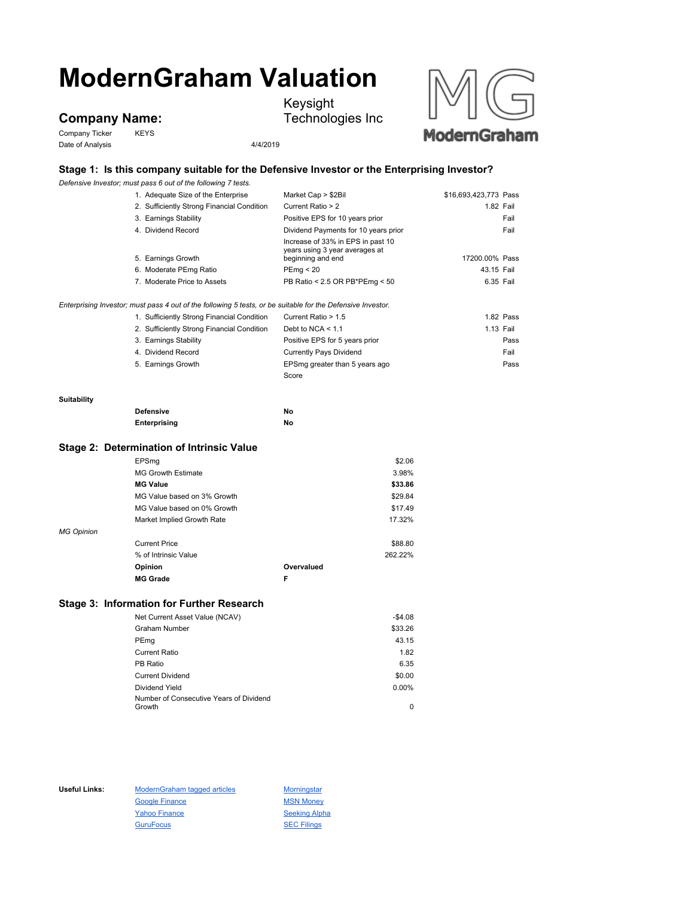# ModernGraham Valuation

## Company Name: Keysight Technologies Inc

Company Ticker KEYS

Date of Analysis 4/4/2019

### Stage 1: Is this company suitable for the Defensive Investor or the Enterprising Investor?

*Defensive Investor; must pass 6 out of the following 7 tests.*

| Test | Criterion | Value | Result |
|---|---|---|---|
| 1. Adequate Size of the Enterprise | Market Cap > $2Bil | $16,693,423,773 | Pass |
| 2. Sufficiently Strong Financial Condition | Current Ratio > 2 | 1.82 | Fail |
| 3. Earnings Stability | Positive EPS for 10 years prior | | Fail |
| 4. Dividend Record | Dividend Payments for 10 years prior | | Fail |
| 5. Earnings Growth | Increase of 33% in EPS in past 10 years using 3 year averages at beginning and end | 17200.00% | Pass |
| 6. Moderate PEmg Ratio | PEmg < 20 | 43.15 | Fail |
| 7. Moderate Price to Assets | PB Ratio < 2.5 OR PB*PEmg < 50 | 6.35 | Fail |

*Enterprising Investor; must pass 4 out of the following 5 tests, or be suitable for the Defensive Investor.*

| Test | Criterion | Value | Result |
|---|---|---|---|
| 1. Sufficiently Strong Financial Condition | Current Ratio > 1.5 | 1.82 | Pass |
| 2. Sufficiently Strong Financial Condition | Debt to NCA < 1.1 | 1.13 | Fail |
| 3. Earnings Stability | Positive EPS for 5 years prior | | Pass |
| 4. Dividend Record | Currently Pays Dividend | | Fail |
| 5. Earnings Growth | EPSmg greater than 5 years ago | | Pass |
| | Score | | |

**Suitability**

| | |
|---|---|
| **Defensive** | **No** |
| **Enterprising** | **No** |

### Stage 2: Determination of Intrinsic Value

| | |
|---|---|
| EPSmg | $2.06 |
| MG Growth Estimate | 3.98% |
| **MG Value** | **$33.86** |
| MG Value based on 3% Growth | $29.84 |
| MG Value based on 0% Growth | $17.49 |
| Market Implied Growth Rate | 17.32% |

*MG Opinion*

| | |
|---|---|
| Current Price | $88.80 |
| % of Intrinsic Value | 262.22% |
| **Opinion** | **Overvalued** |
| **MG Grade** | **F** |

### Stage 3: Information for Further Research

| | |
|---|---|
| Net Current Asset Value (NCAV) | -$4.08 |
| Graham Number | $33.26 |
| PEmg | 43.15 |
| Current Ratio | 1.82 |
| PB Ratio | 6.35 |
| Current Dividend | $0.00 |
| Dividend Yield | 0.00% |
| Number of Consecutive Years of Dividend Growth | 0 |

**Useful Links:**

- ModernGraham tagged articles
- Google Finance
- Yahoo Finance
- GuruFocus
- Morningstar
- MSN Money
- Seeking Alpha
- SEC Filings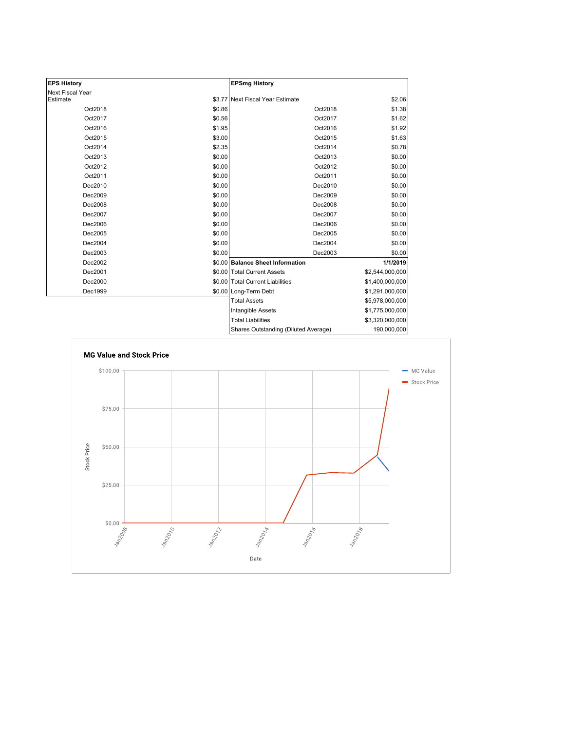| EPS History | | EPSmg History | |
|---|---|---|---|
| Next Fiscal Year Estimate | $3.77 | Next Fiscal Year Estimate | $2.06 |
| Oct2018 | $0.86 | Oct2018 | $1.38 |
| Oct2017 | $0.56 | Oct2017 | $1.62 |
| Oct2016 | $1.95 | Oct2016 | $1.92 |
| Oct2015 | $3.00 | Oct2015 | $1.63 |
| Oct2014 | $2.35 | Oct2014 | $0.78 |
| Oct2013 | $0.00 | Oct2013 | $0.00 |
| Oct2012 | $0.00 | Oct2012 | $0.00 |
| Oct2011 | $0.00 | Oct2011 | $0.00 |
| Dec2010 | $0.00 | Dec2010 | $0.00 |
| Dec2009 | $0.00 | Dec2009 | $0.00 |
| Dec2008 | $0.00 | Dec2008 | $0.00 |
| Dec2007 | $0.00 | Dec2007 | $0.00 |
| Dec2006 | $0.00 | Dec2006 | $0.00 |
| Dec2005 | $0.00 | Dec2005 | $0.00 |
| Dec2004 | $0.00 | Dec2004 | $0.00 |
| Dec2003 | $0.00 | Dec2003 | $0.00 |
| Dec2002 | $0.00 | **Balance Sheet Information** | **1/1/2019** |
| Dec2001 | $0.00 | Total Current Assets | $2,544,000,000 |
| Dec2000 | $0.00 | Total Current Liabilities | $1,400,000,000 |
| Dec1999 | $0.00 | Long-Term Debt | $1,291,000,000 |
| | | Total Assets | $5,978,000,000 |
| | | Intangible Assets | $1,775,000,000 |
| | | Total Liabilities | $3,320,000,000 |
| | | Shares Outstanding (Diluted Average) | 190,000,000 |

**MG Value and Stock Price**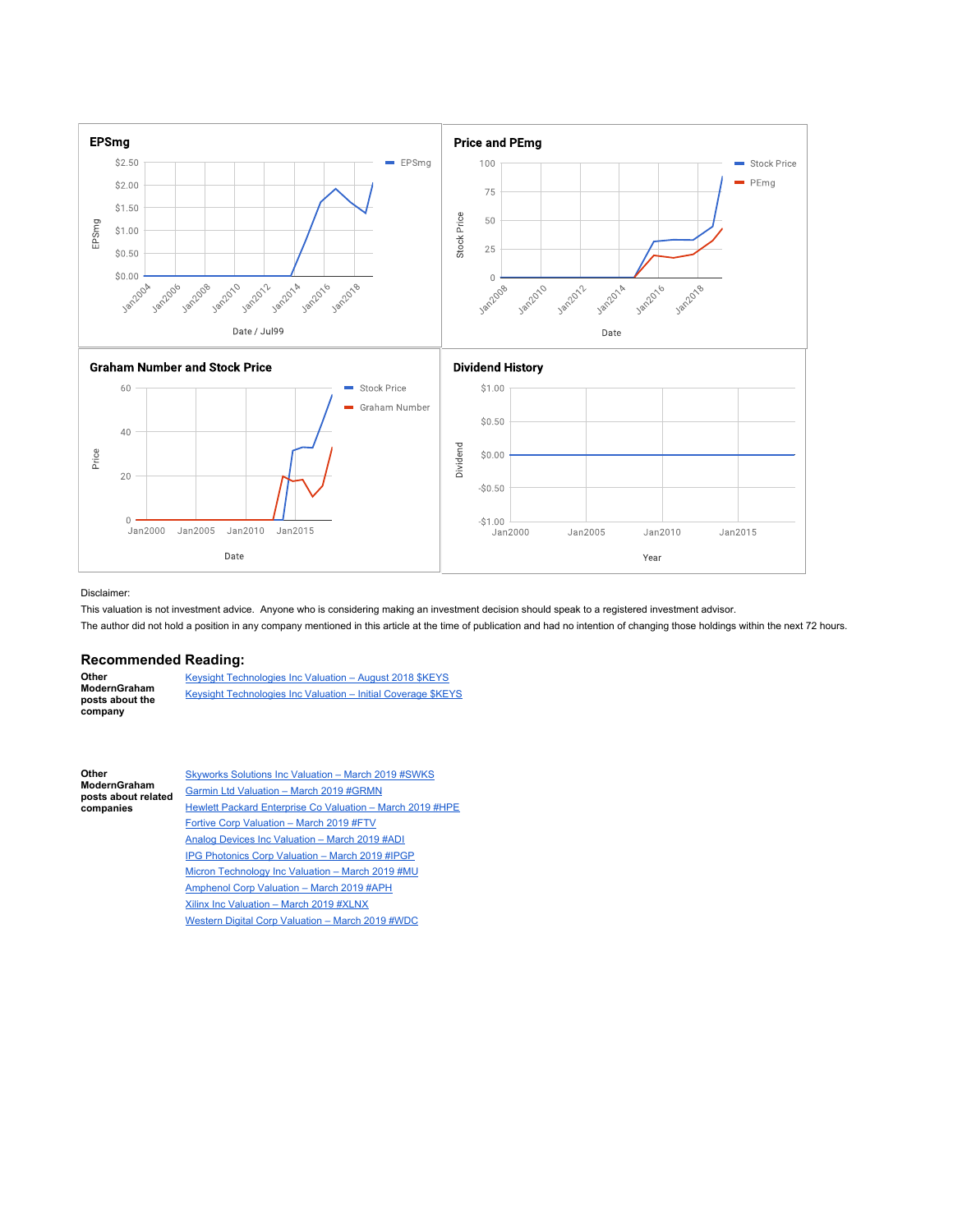**EPSmg**

$2.50
$2.00
$1.50
$1.00
$0.50
$0.00

EPSmg

Jan2004 Jan2006 Jan2008 Jan2010 Jan2012 Jan2014 Jan2016 Jan2018

Date / Jul99

**Price and PEmg**

100
75
50
25
0

Stock Price

Stock Price
PEmg

Jan2008 Jan2010 Jan2012 Jan2014 Jan2016 Jan2018

Date

**Graham Number and Stock Price**

60
40
20
0

Price

Stock Price
Graham Number

Jan2000 Jan2005 Jan2010 Jan2015

Date

**Dividend History**

$1.00
$0.50
$0.00
-$0.50
-$1.00

Dividend

Jan2000 Jan2005 Jan2010 Jan2015

Year

Disclaimer:

This valuation is not investment advice. Anyone who is considering making an investment decision should speak to a registered investment advisor.

The author did not hold a position in any company mentioned in this article at the time of publication and had no intention of changing those holdings within the next 72 hours.

## Recommended Reading:

| | |
|---|---|
| **Other ModernGraham posts about the company** | [Keysight Technologies Inc Valuation – August 2018 $KEYS](#)<br>[Keysight Technologies Inc Valuation – Initial Coverage $KEYS](#) |
| **Other ModernGraham posts about related companies** | [Skyworks Solutions Inc Valuation – March 2019 #SWKS](#)<br>[Garmin Ltd Valuation – March 2019 #GRMN](#)<br>[Hewlett Packard Enterprise Co Valuation – March 2019 #HPE](#)<br>[Fortive Corp Valuation – March 2019 #FTV](#)<br>[Analog Devices Inc Valuation – March 2019 #ADI](#)<br>[IPG Photonics Corp Valuation – March 2019 #IPGP](#)<br>[Micron Technology Inc Valuation – March 2019 #MU](#)<br>[Amphenol Corp Valuation – March 2019 #APH](#)<br>[Xilinx Inc Valuation – March 2019 #XLNX](#)<br>[Western Digital Corp Valuation – March 2019 #WDC](#) |